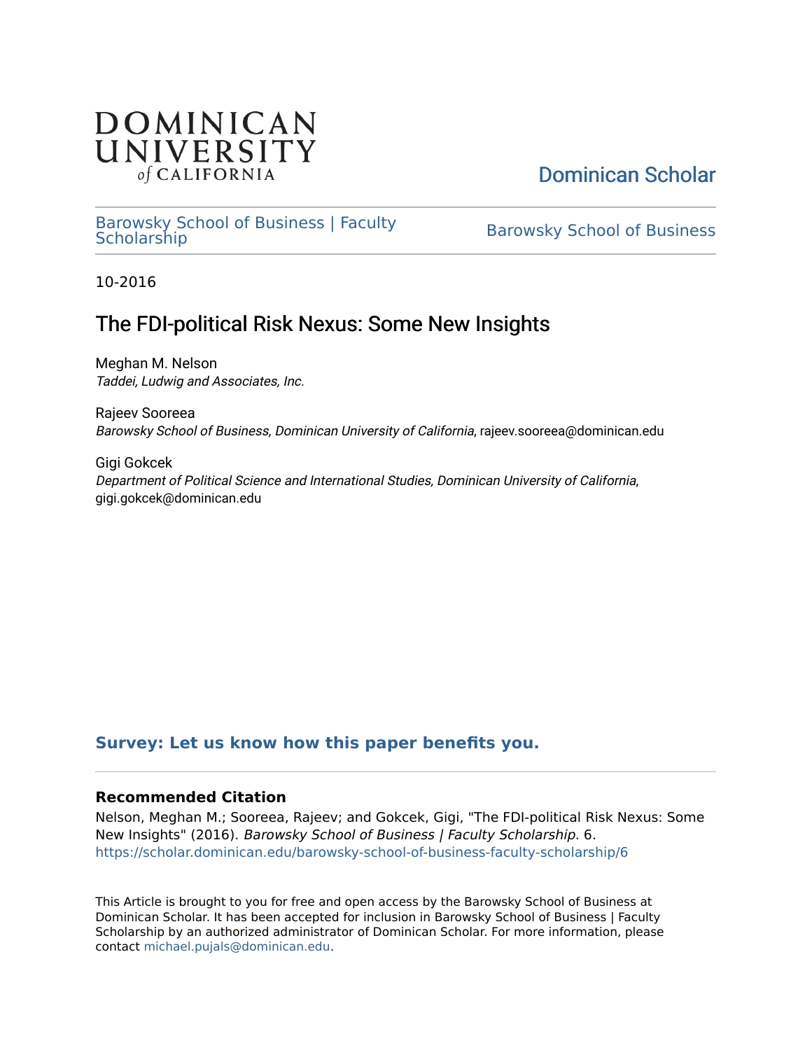DOMINICAN UNIVERSITY *of* CALIFORNIA

Dominican Scholar

Barowsky School of Business | Faculty Scholarship

Barowsky School of Business

10-2016

# The FDI-political Risk Nexus: Some New Insights

Meghan M. Nelson
*Taddei, Ludwig and Associates, Inc.*

Rajeev Sooreea
*Barowsky School of Business, Dominican University of California*, rajeev.sooreea@dominican.edu

Gigi Gokcek
*Department of Political Science and International Studies, Dominican University of California*, gigi.gokcek@dominican.edu

**Survey: Let us know how this paper benefits you.**

### Recommended Citation

Nelson, Meghan M.; Sooreea, Rajeev; and Gokcek, Gigi, "The FDI-political Risk Nexus: Some New Insights" (2016). *Barowsky School of Business | Faculty Scholarship*. 6.
https://scholar.dominican.edu/barowsky-school-of-business-faculty-scholarship/6

This Article is brought to you for free and open access by the Barowsky School of Business at Dominican Scholar. It has been accepted for inclusion in Barowsky School of Business | Faculty Scholarship by an authorized administrator of Dominican Scholar. For more information, please contact michael.pujals@dominican.edu.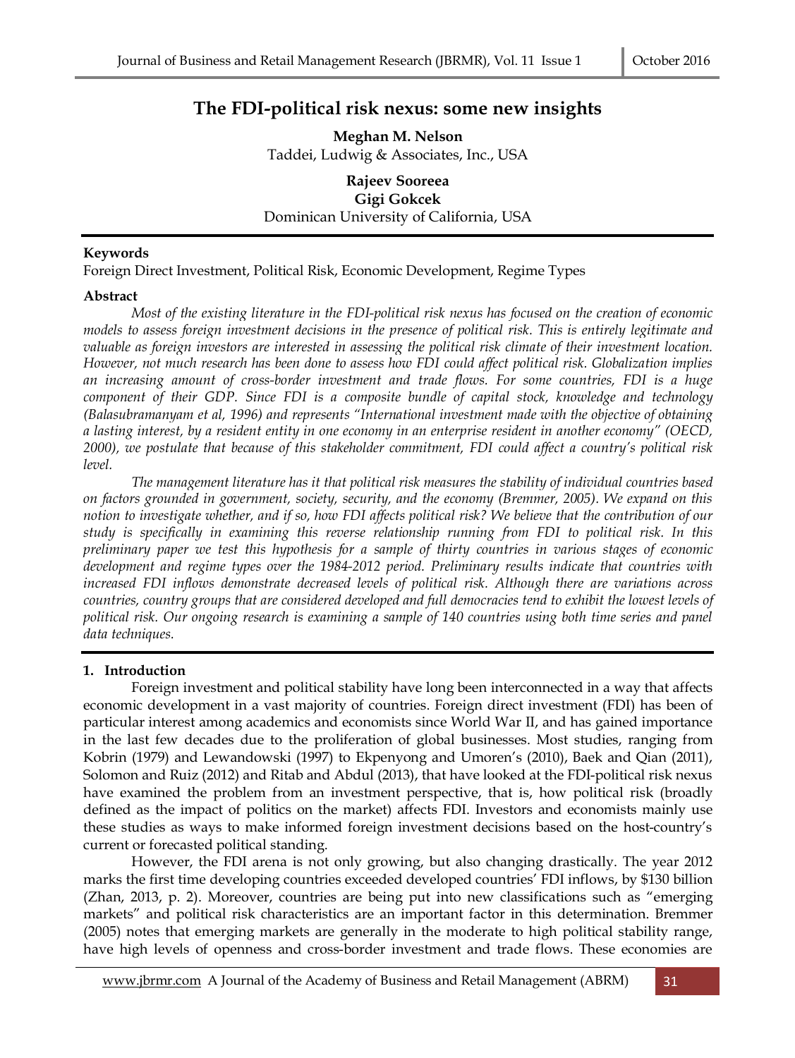# The FDI-political risk nexus: some new insights

**Meghan M. Nelson**
Taddei, Ludwig & Associates, Inc., USA

**Rajeev Sooreea**
**Gigi Gokcek**
Dominican University of California, USA

**Keywords**

Foreign Direct Investment, Political Risk, Economic Development, Regime Types

**Abstract**

*Most of the existing literature in the FDI-political risk nexus has focused on the creation of economic models to assess foreign investment decisions in the presence of political risk. This is entirely legitimate and valuable as foreign investors are interested in assessing the political risk climate of their investment location. However, not much research has been done to assess how FDI could affect political risk. Globalization implies an increasing amount of cross-border investment and trade flows. For some countries, FDI is a huge component of their GDP. Since FDI is a composite bundle of capital stock, knowledge and technology (Balasubramanyam et al, 1996) and represents "International investment made with the objective of obtaining a lasting interest, by a resident entity in one economy in an enterprise resident in another economy" (OECD, 2000), we postulate that because of this stakeholder commitment, FDI could affect a country's political risk level.*

*The management literature has it that political risk measures the stability of individual countries based on factors grounded in government, society, security, and the economy (Bremmer, 2005). We expand on this notion to investigate whether, and if so, how FDI affects political risk? We believe that the contribution of our study is specifically in examining this reverse relationship running from FDI to political risk. In this preliminary paper we test this hypothesis for a sample of thirty countries in various stages of economic development and regime types over the 1984-2012 period. Preliminary results indicate that countries with increased FDI inflows demonstrate decreased levels of political risk. Although there are variations across countries, country groups that are considered developed and full democracies tend to exhibit the lowest levels of political risk. Our ongoing research is examining a sample of 140 countries using both time series and panel data techniques.*

## 1. Introduction

Foreign investment and political stability have long been interconnected in a way that affects economic development in a vast majority of countries. Foreign direct investment (FDI) has been of particular interest among academics and economists since World War II, and has gained importance in the last few decades due to the proliferation of global businesses. Most studies, ranging from Kobrin (1979) and Lewandowski (1997) to Ekpenyong and Umoren's (2010), Baek and Qian (2011), Solomon and Ruiz (2012) and Ritab and Abdul (2013), that have looked at the FDI-political risk nexus have examined the problem from an investment perspective, that is, how political risk (broadly defined as the impact of politics on the market) affects FDI. Investors and economists mainly use these studies as ways to make informed foreign investment decisions based on the host-country's current or forecasted political standing.

However, the FDI arena is not only growing, but also changing drastically. The year 2012 marks the first time developing countries exceeded developed countries' FDI inflows, by $130 billion (Zhan, 2013, p. 2). Moreover, countries are being put into new classifications such as "emerging markets" and political risk characteristics are an important factor in this determination. Bremmer (2005) notes that emerging markets are generally in the moderate to high political stability range, have high levels of openness and cross-border investment and trade flows. These economies are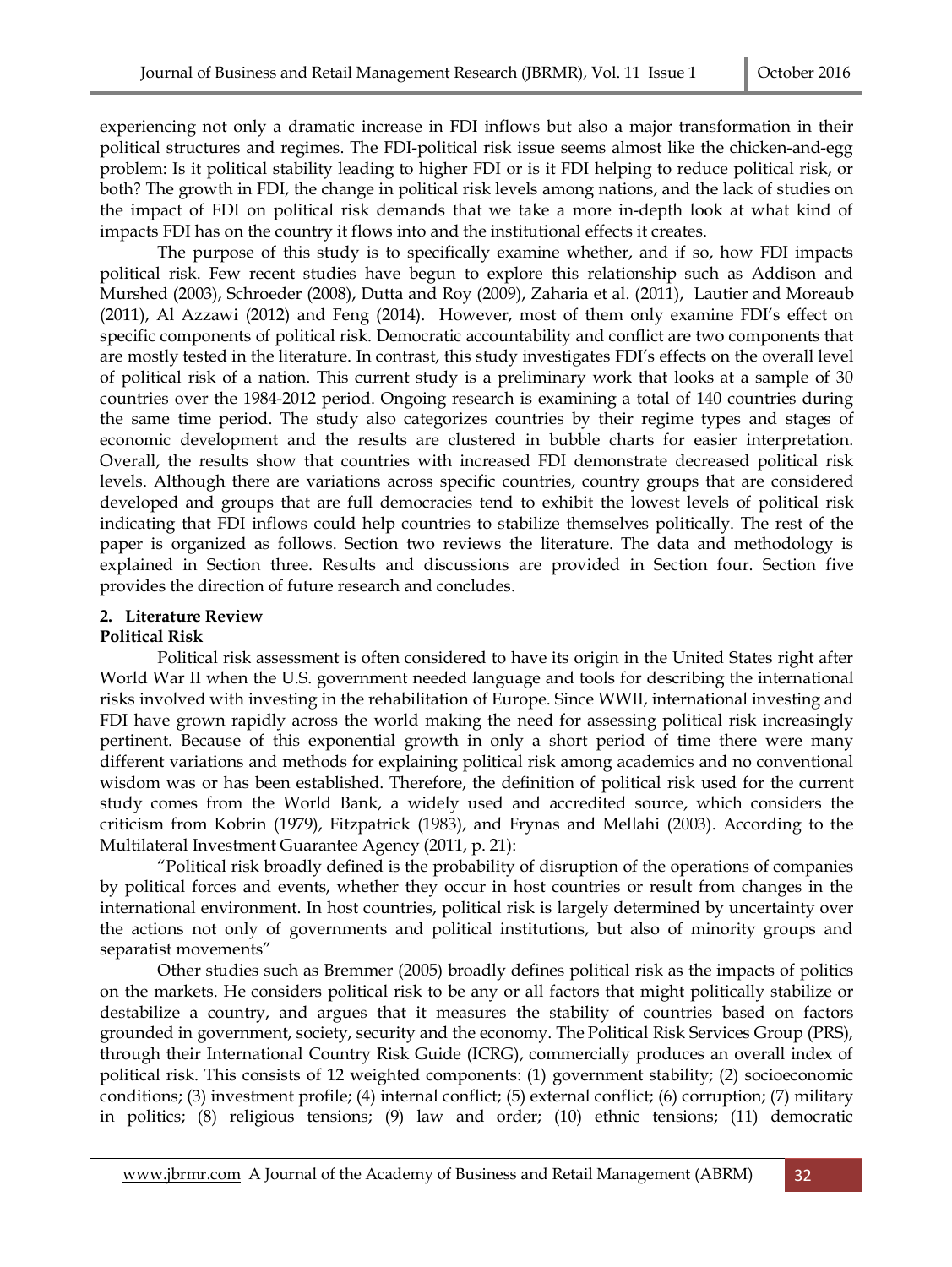experiencing not only a dramatic increase in FDI inflows but also a major transformation in their political structures and regimes. The FDI-political risk issue seems almost like the chicken-and-egg problem: Is it political stability leading to higher FDI or is it FDI helping to reduce political risk, or both? The growth in FDI, the change in political risk levels among nations, and the lack of studies on the impact of FDI on political risk demands that we take a more in-depth look at what kind of impacts FDI has on the country it flows into and the institutional effects it creates.

The purpose of this study is to specifically examine whether, and if so, how FDI impacts political risk. Few recent studies have begun to explore this relationship such as Addison and Murshed (2003), Schroeder (2008), Dutta and Roy (2009), Zaharia et al. (2011), Lautier and Moreaub (2011), Al Azzawi (2012) and Feng (2014). However, most of them only examine FDI's effect on specific components of political risk. Democratic accountability and conflict are two components that are mostly tested in the literature. In contrast, this study investigates FDI's effects on the overall level of political risk of a nation. This current study is a preliminary work that looks at a sample of 30 countries over the 1984-2012 period. Ongoing research is examining a total of 140 countries during the same time period. The study also categorizes countries by their regime types and stages of economic development and the results are clustered in bubble charts for easier interpretation. Overall, the results show that countries with increased FDI demonstrate decreased political risk levels. Although there are variations across specific countries, country groups that are considered developed and groups that are full democracies tend to exhibit the lowest levels of political risk indicating that FDI inflows could help countries to stabilize themselves politically. The rest of the paper is organized as follows. Section two reviews the literature. The data and methodology is explained in Section three. Results and discussions are provided in Section four. Section five provides the direction of future research and concludes.

## 2. Literature Review

### Political Risk

Political risk assessment is often considered to have its origin in the United States right after World War II when the U.S. government needed language and tools for describing the international risks involved with investing in the rehabilitation of Europe. Since WWII, international investing and FDI have grown rapidly across the world making the need for assessing political risk increasingly pertinent. Because of this exponential growth in only a short period of time there were many different variations and methods for explaining political risk among academics and no conventional wisdom was or has been established. Therefore, the definition of political risk used for the current study comes from the World Bank, a widely used and accredited source, which considers the criticism from Kobrin (1979), Fitzpatrick (1983), and Frynas and Mellahi (2003). According to the Multilateral Investment Guarantee Agency (2011, p. 21):

"Political risk broadly defined is the probability of disruption of the operations of companies by political forces and events, whether they occur in host countries or result from changes in the international environment. In host countries, political risk is largely determined by uncertainty over the actions not only of governments and political institutions, but also of minority groups and separatist movements"

Other studies such as Bremmer (2005) broadly defines political risk as the impacts of politics on the markets. He considers political risk to be any or all factors that might politically stabilize or destabilize a country, and argues that it measures the stability of countries based on factors grounded in government, society, security and the economy. The Political Risk Services Group (PRS), through their International Country Risk Guide (ICRG), commercially produces an overall index of political risk. This consists of 12 weighted components: (1) government stability; (2) socioeconomic conditions; (3) investment profile; (4) internal conflict; (5) external conflict; (6) corruption; (7) military in politics; (8) religious tensions; (9) law and order; (10) ethnic tensions; (11) democratic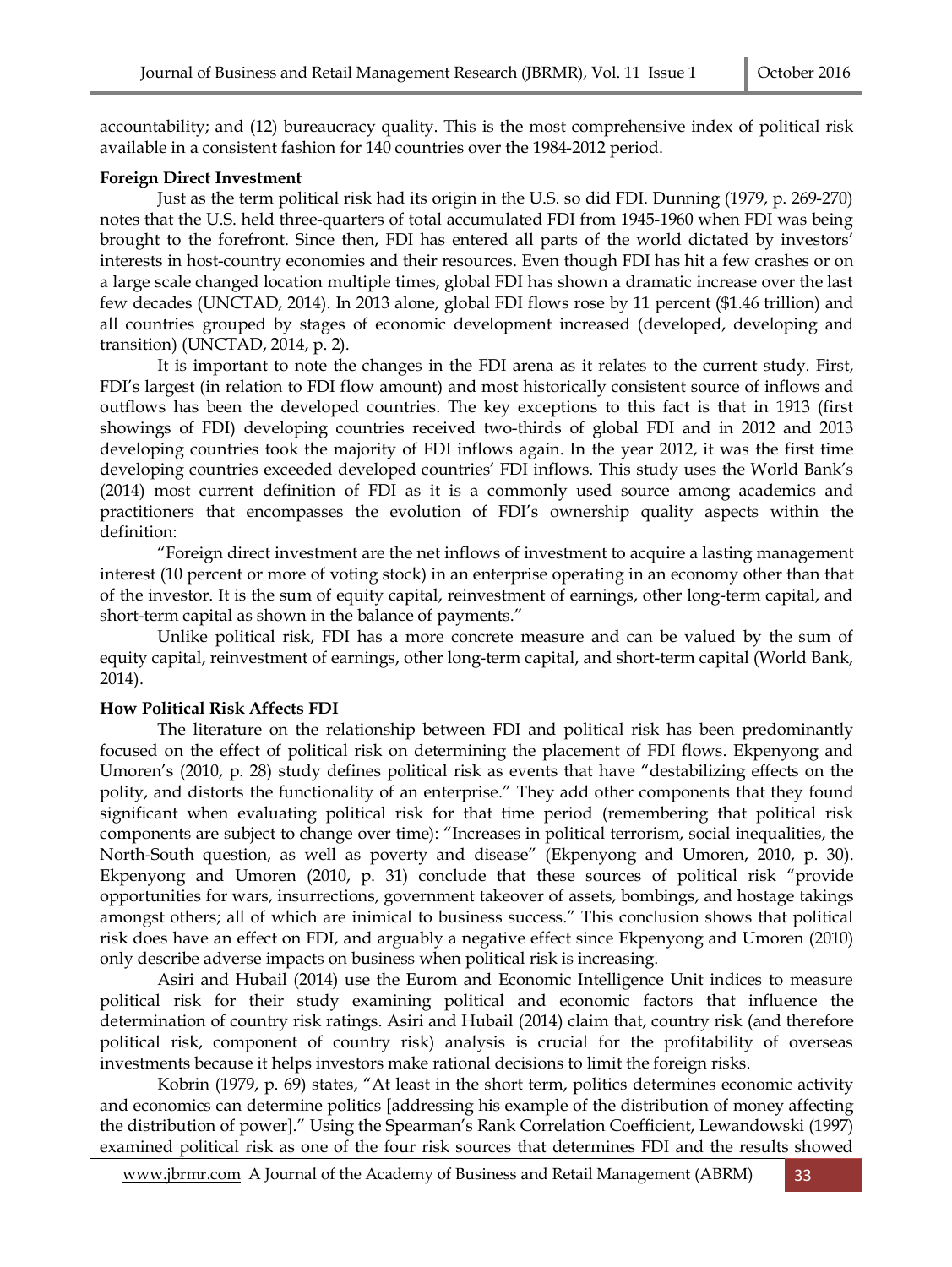accountability; and (12) bureaucracy quality. This is the most comprehensive index of political risk available in a consistent fashion for 140 countries over the 1984-2012 period.

**Foreign Direct Investment**

Just as the term political risk had its origin in the U.S. so did FDI. Dunning (1979, p. 269-270) notes that the U.S. held three-quarters of total accumulated FDI from 1945-1960 when FDI was being brought to the forefront. Since then, FDI has entered all parts of the world dictated by investors' interests in host-country economies and their resources. Even though FDI has hit a few crashes or on a large scale changed location multiple times, global FDI has shown a dramatic increase over the last few decades (UNCTAD, 2014). In 2013 alone, global FDI flows rose by 11 percent ($1.46 trillion) and all countries grouped by stages of economic development increased (developed, developing and transition) (UNCTAD, 2014, p. 2).

It is important to note the changes in the FDI arena as it relates to the current study. First, FDI's largest (in relation to FDI flow amount) and most historically consistent source of inflows and outflows has been the developed countries. The key exceptions to this fact is that in 1913 (first showings of FDI) developing countries received two-thirds of global FDI and in 2012 and 2013 developing countries took the majority of FDI inflows again. In the year 2012, it was the first time developing countries exceeded developed countries' FDI inflows. This study uses the World Bank's (2014) most current definition of FDI as it is a commonly used source among academics and practitioners that encompasses the evolution of FDI's ownership quality aspects within the definition:

"Foreign direct investment are the net inflows of investment to acquire a lasting management interest (10 percent or more of voting stock) in an enterprise operating in an economy other than that of the investor. It is the sum of equity capital, reinvestment of earnings, other long-term capital, and short-term capital as shown in the balance of payments."

Unlike political risk, FDI has a more concrete measure and can be valued by the sum of equity capital, reinvestment of earnings, other long-term capital, and short-term capital (World Bank, 2014).

**How Political Risk Affects FDI**

The literature on the relationship between FDI and political risk has been predominantly focused on the effect of political risk on determining the placement of FDI flows. Ekpenyong and Umoren's (2010, p. 28) study defines political risk as events that have "destabilizing effects on the polity, and distorts the functionality of an enterprise." They add other components that they found significant when evaluating political risk for that time period (remembering that political risk components are subject to change over time): "Increases in political terrorism, social inequalities, the North-South question, as well as poverty and disease" (Ekpenyong and Umoren, 2010, p. 30). Ekpenyong and Umoren (2010, p. 31) conclude that these sources of political risk "provide opportunities for wars, insurrections, government takeover of assets, bombings, and hostage takings amongst others; all of which are inimical to business success." This conclusion shows that political risk does have an effect on FDI, and arguably a negative effect since Ekpenyong and Umoren (2010) only describe adverse impacts on business when political risk is increasing.

Asiri and Hubail (2014) use the Eurom and Economic Intelligence Unit indices to measure political risk for their study examining political and economic factors that influence the determination of country risk ratings. Asiri and Hubail (2014) claim that, country risk (and therefore political risk, component of country risk) analysis is crucial for the profitability of overseas investments because it helps investors make rational decisions to limit the foreign risks.

Kobrin (1979, p. 69) states, "At least in the short term, politics determines economic activity and economics can determine politics [addressing his example of the distribution of money affecting the distribution of power]." Using the Spearman's Rank Correlation Coefficient, Lewandowski (1997) examined political risk as one of the four risk sources that determines FDI and the results showed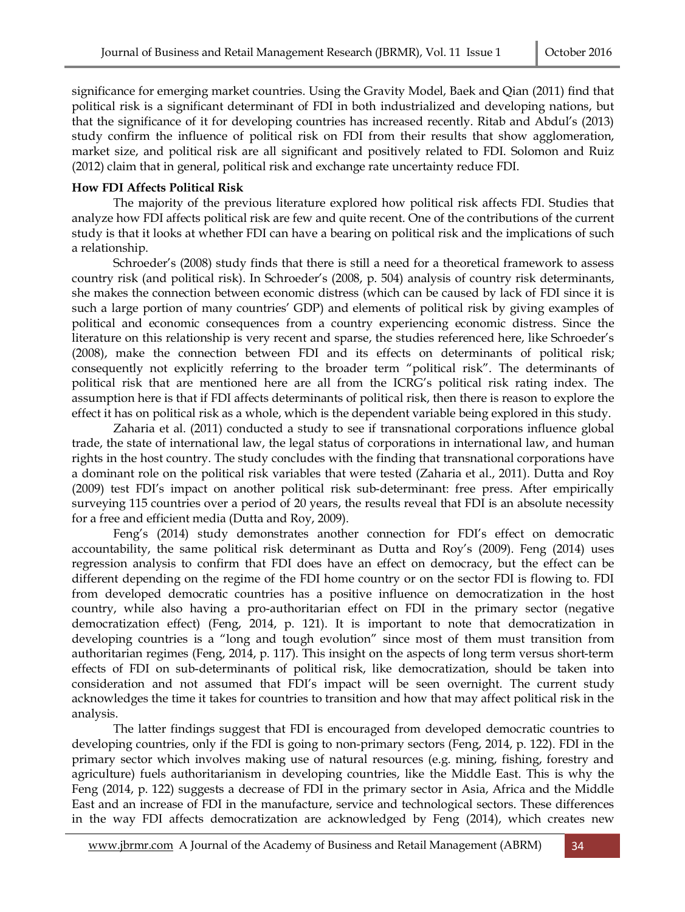significance for emerging market countries. Using the Gravity Model, Baek and Qian (2011) find that political risk is a significant determinant of FDI in both industrialized and developing nations, but that the significance of it for developing countries has increased recently. Ritab and Abdul's (2013) study confirm the influence of political risk on FDI from their results that show agglomeration, market size, and political risk are all significant and positively related to FDI. Solomon and Ruiz (2012) claim that in general, political risk and exchange rate uncertainty reduce FDI.

**How FDI Affects Political Risk**

The majority of the previous literature explored how political risk affects FDI. Studies that analyze how FDI affects political risk are few and quite recent. One of the contributions of the current study is that it looks at whether FDI can have a bearing on political risk and the implications of such a relationship.

Schroeder's (2008) study finds that there is still a need for a theoretical framework to assess country risk (and political risk). In Schroeder's (2008, p. 504) analysis of country risk determinants, she makes the connection between economic distress (which can be caused by lack of FDI since it is such a large portion of many countries' GDP) and elements of political risk by giving examples of political and economic consequences from a country experiencing economic distress. Since the literature on this relationship is very recent and sparse, the studies referenced here, like Schroeder's (2008), make the connection between FDI and its effects on determinants of political risk; consequently not explicitly referring to the broader term "political risk". The determinants of political risk that are mentioned here are all from the ICRG's political risk rating index. The assumption here is that if FDI affects determinants of political risk, then there is reason to explore the effect it has on political risk as a whole, which is the dependent variable being explored in this study.

Zaharia et al. (2011) conducted a study to see if transnational corporations influence global trade, the state of international law, the legal status of corporations in international law, and human rights in the host country. The study concludes with the finding that transnational corporations have a dominant role on the political risk variables that were tested (Zaharia et al., 2011). Dutta and Roy (2009) test FDI's impact on another political risk sub-determinant: free press. After empirically surveying 115 countries over a period of 20 years, the results reveal that FDI is an absolute necessity for a free and efficient media (Dutta and Roy, 2009).

Feng's (2014) study demonstrates another connection for FDI's effect on democratic accountability, the same political risk determinant as Dutta and Roy's (2009). Feng (2014) uses regression analysis to confirm that FDI does have an effect on democracy, but the effect can be different depending on the regime of the FDI home country or on the sector FDI is flowing to. FDI from developed democratic countries has a positive influence on democratization in the host country, while also having a pro-authoritarian effect on FDI in the primary sector (negative democratization effect) (Feng, 2014, p. 121). It is important to note that democratization in developing countries is a "long and tough evolution" since most of them must transition from authoritarian regimes (Feng, 2014, p. 117). This insight on the aspects of long term versus short-term effects of FDI on sub-determinants of political risk, like democratization, should be taken into consideration and not assumed that FDI's impact will be seen overnight. The current study acknowledges the time it takes for countries to transition and how that may affect political risk in the analysis.

The latter findings suggest that FDI is encouraged from developed democratic countries to developing countries, only if the FDI is going to non-primary sectors (Feng, 2014, p. 122). FDI in the primary sector which involves making use of natural resources (e.g. mining, fishing, forestry and agriculture) fuels authoritarianism in developing countries, like the Middle East. This is why the Feng (2014, p. 122) suggests a decrease of FDI in the primary sector in Asia, Africa and the Middle East and an increase of FDI in the manufacture, service and technological sectors. These differences in the way FDI affects democratization are acknowledged by Feng (2014), which creates new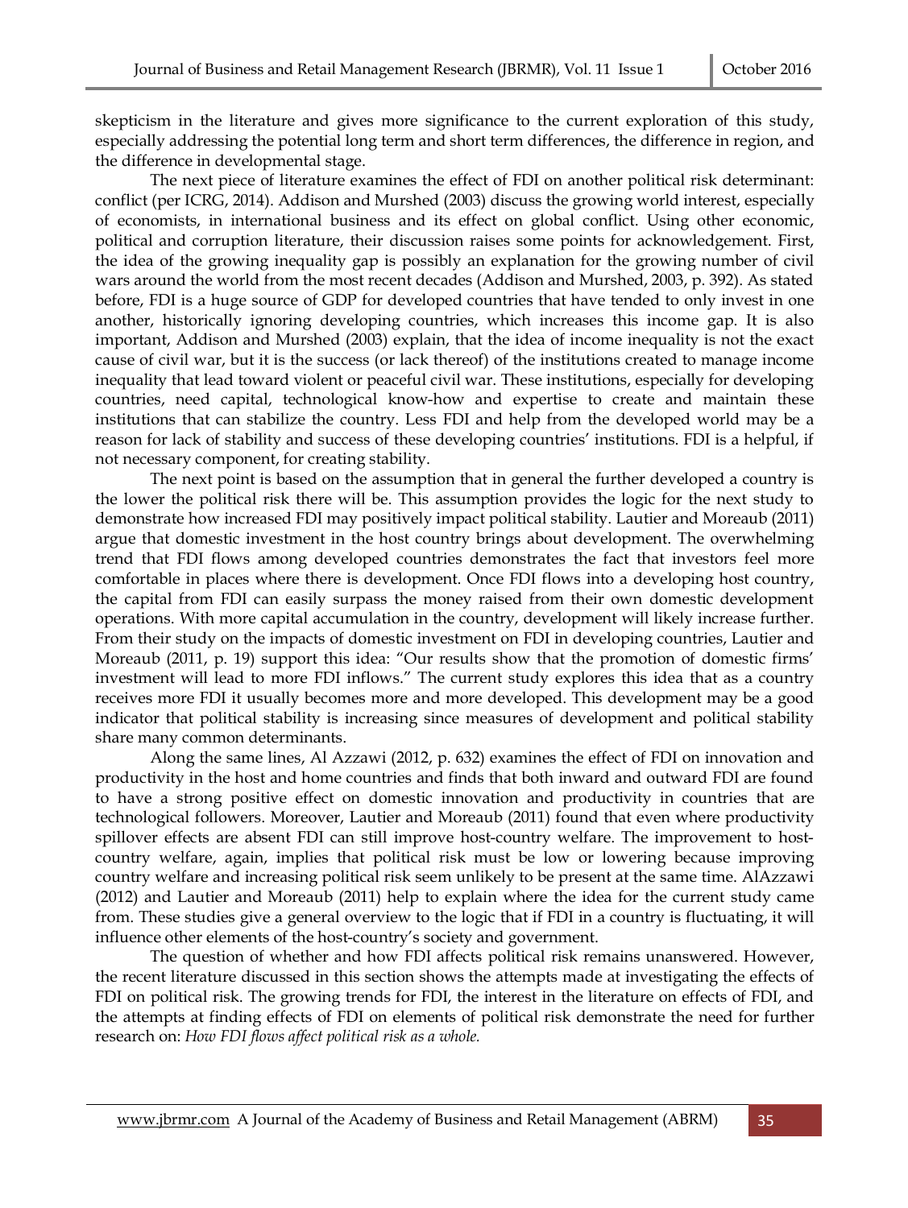skepticism in the literature and gives more significance to the current exploration of this study, especially addressing the potential long term and short term differences, the difference in region, and the difference in developmental stage.

The next piece of literature examines the effect of FDI on another political risk determinant: conflict (per ICRG, 2014). Addison and Murshed (2003) discuss the growing world interest, especially of economists, in international business and its effect on global conflict. Using other economic, political and corruption literature, their discussion raises some points for acknowledgement. First, the idea of the growing inequality gap is possibly an explanation for the growing number of civil wars around the world from the most recent decades (Addison and Murshed, 2003, p. 392). As stated before, FDI is a huge source of GDP for developed countries that have tended to only invest in one another, historically ignoring developing countries, which increases this income gap. It is also important, Addison and Murshed (2003) explain, that the idea of income inequality is not the exact cause of civil war, but it is the success (or lack thereof) of the institutions created to manage income inequality that lead toward violent or peaceful civil war. These institutions, especially for developing countries, need capital, technological know-how and expertise to create and maintain these institutions that can stabilize the country. Less FDI and help from the developed world may be a reason for lack of stability and success of these developing countries' institutions. FDI is a helpful, if not necessary component, for creating stability.

The next point is based on the assumption that in general the further developed a country is the lower the political risk there will be. This assumption provides the logic for the next study to demonstrate how increased FDI may positively impact political stability. Lautier and Moreaub (2011) argue that domestic investment in the host country brings about development. The overwhelming trend that FDI flows among developed countries demonstrates the fact that investors feel more comfortable in places where there is development. Once FDI flows into a developing host country, the capital from FDI can easily surpass the money raised from their own domestic development operations. With more capital accumulation in the country, development will likely increase further. From their study on the impacts of domestic investment on FDI in developing countries, Lautier and Moreaub (2011, p. 19) support this idea: "Our results show that the promotion of domestic firms' investment will lead to more FDI inflows." The current study explores this idea that as a country receives more FDI it usually becomes more and more developed. This development may be a good indicator that political stability is increasing since measures of development and political stability share many common determinants.

Along the same lines, Al Azzawi (2012, p. 632) examines the effect of FDI on innovation and productivity in the host and home countries and finds that both inward and outward FDI are found to have a strong positive effect on domestic innovation and productivity in countries that are technological followers. Moreover, Lautier and Moreaub (2011) found that even where productivity spillover effects are absent FDI can still improve host-country welfare. The improvement to host-country welfare, again, implies that political risk must be low or lowering because improving country welfare and increasing political risk seem unlikely to be present at the same time. AlAzzawi (2012) and Lautier and Moreaub (2011) help to explain where the idea for the current study came from. These studies give a general overview to the logic that if FDI in a country is fluctuating, it will influence other elements of the host-country's society and government.

The question of whether and how FDI affects political risk remains unanswered. However, the recent literature discussed in this section shows the attempts made at investigating the effects of FDI on political risk. The growing trends for FDI, the interest in the literature on effects of FDI, and the attempts at finding effects of FDI on elements of political risk demonstrate the need for further research on: *How FDI flows affect political risk as a whole.*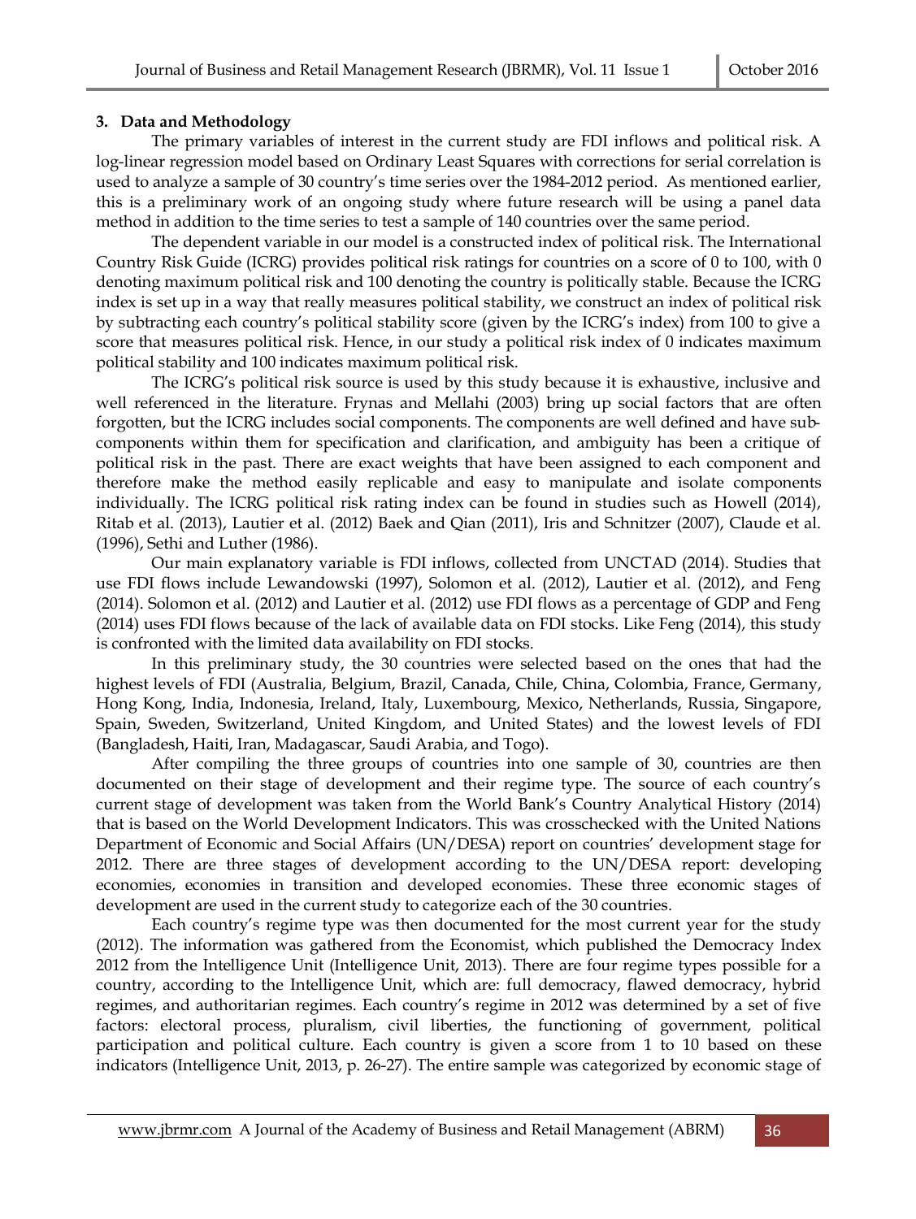### 3. Data and Methodology

The primary variables of interest in the current study are FDI inflows and political risk. A log-linear regression model based on Ordinary Least Squares with corrections for serial correlation is used to analyze a sample of 30 country's time series over the 1984-2012 period. As mentioned earlier, this is a preliminary work of an ongoing study where future research will be using a panel data method in addition to the time series to test a sample of 140 countries over the same period.

The dependent variable in our model is a constructed index of political risk. The International Country Risk Guide (ICRG) provides political risk ratings for countries on a score of 0 to 100, with 0 denoting maximum political risk and 100 denoting the country is politically stable. Because the ICRG index is set up in a way that really measures political stability, we construct an index of political risk by subtracting each country's political stability score (given by the ICRG's index) from 100 to give a score that measures political risk. Hence, in our study a political risk index of 0 indicates maximum political stability and 100 indicates maximum political risk.

The ICRG's political risk source is used by this study because it is exhaustive, inclusive and well referenced in the literature. Frynas and Mellahi (2003) bring up social factors that are often forgotten, but the ICRG includes social components. The components are well defined and have sub-components within them for specification and clarification, and ambiguity has been a critique of political risk in the past. There are exact weights that have been assigned to each component and therefore make the method easily replicable and easy to manipulate and isolate components individually. The ICRG political risk rating index can be found in studies such as Howell (2014), Ritab et al. (2013), Lautier et al. (2012) Baek and Qian (2011), Iris and Schnitzer (2007), Claude et al. (1996), Sethi and Luther (1986).

Our main explanatory variable is FDI inflows, collected from UNCTAD (2014). Studies that use FDI flows include Lewandowski (1997), Solomon et al. (2012), Lautier et al. (2012), and Feng (2014). Solomon et al. (2012) and Lautier et al. (2012) use FDI flows as a percentage of GDP and Feng (2014) uses FDI flows because of the lack of available data on FDI stocks. Like Feng (2014), this study is confronted with the limited data availability on FDI stocks.

In this preliminary study, the 30 countries were selected based on the ones that had the highest levels of FDI (Australia, Belgium, Brazil, Canada, Chile, China, Colombia, France, Germany, Hong Kong, India, Indonesia, Ireland, Italy, Luxembourg, Mexico, Netherlands, Russia, Singapore, Spain, Sweden, Switzerland, United Kingdom, and United States) and the lowest levels of FDI (Bangladesh, Haiti, Iran, Madagascar, Saudi Arabia, and Togo).

After compiling the three groups of countries into one sample of 30, countries are then documented on their stage of development and their regime type. The source of each country's current stage of development was taken from the World Bank's Country Analytical History (2014) that is based on the World Development Indicators. This was crosschecked with the United Nations Department of Economic and Social Affairs (UN/DESA) report on countries' development stage for 2012. There are three stages of development according to the UN/DESA report: developing economies, economies in transition and developed economies. These three economic stages of development are used in the current study to categorize each of the 30 countries.

Each country's regime type was then documented for the most current year for the study (2012). The information was gathered from the Economist, which published the Democracy Index 2012 from the Intelligence Unit (Intelligence Unit, 2013). There are four regime types possible for a country, according to the Intelligence Unit, which are: full democracy, flawed democracy, hybrid regimes, and authoritarian regimes. Each country's regime in 2012 was determined by a set of five factors: electoral process, pluralism, civil liberties, the functioning of government, political participation and political culture. Each country is given a score from 1 to 10 based on these indicators (Intelligence Unit, 2013, p. 26-27). The entire sample was categorized by economic stage of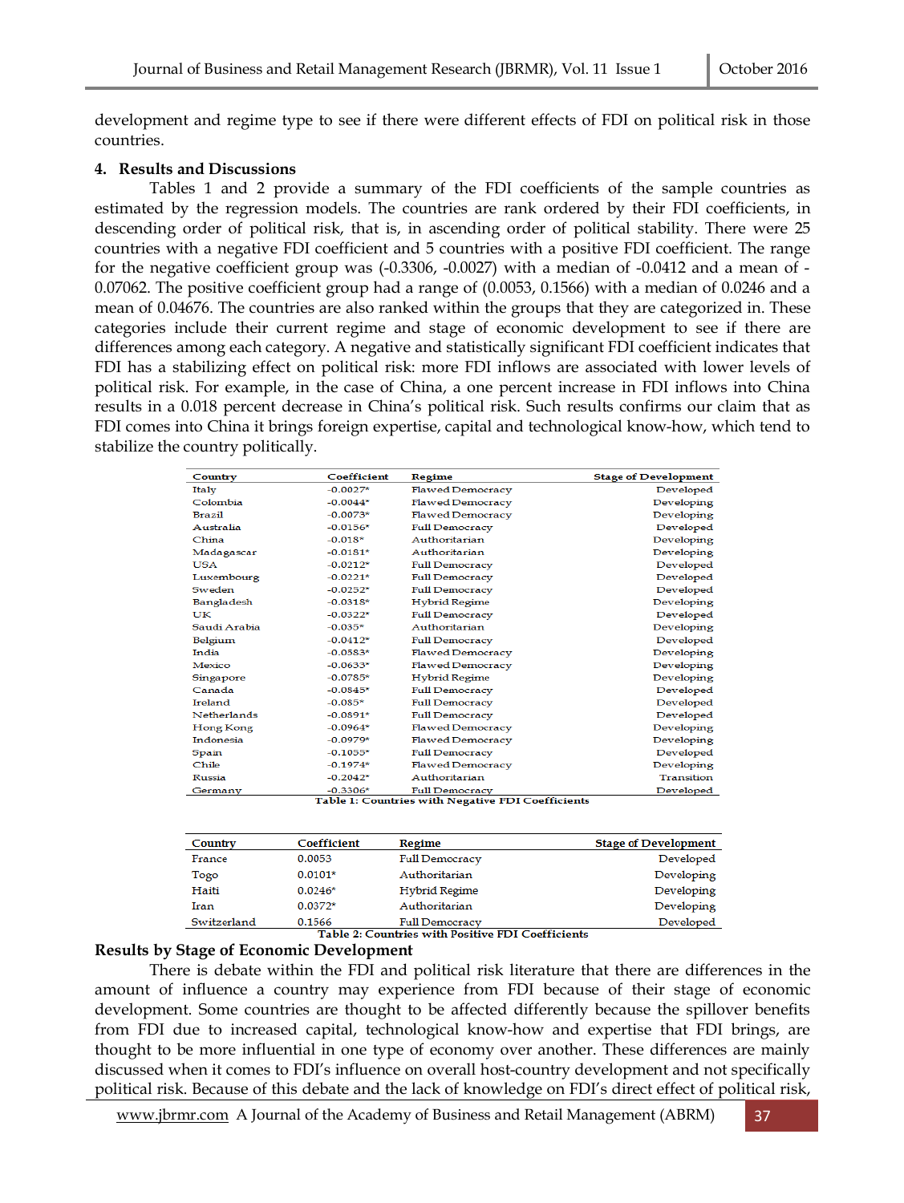development and regime type to see if there were different effects of FDI on political risk in those countries.

## 4. Results and Discussions

Tables 1 and 2 provide a summary of the FDI coefficients of the sample countries as estimated by the regression models. The countries are rank ordered by their FDI coefficients, in descending order of political risk, that is, in ascending order of political stability. There were 25 countries with a negative FDI coefficient and 5 countries with a positive FDI coefficient. The range for the negative coefficient group was (-0.3306, -0.0027) with a median of -0.0412 and a mean of -0.07062. The positive coefficient group had a range of (0.0053, 0.1566) with a median of 0.0246 and a mean of 0.04676. The countries are also ranked within the groups that they are categorized in. These categories include their current regime and stage of economic development to see if there are differences among each category. A negative and statistically significant FDI coefficient indicates that FDI has a stabilizing effect on political risk: more FDI inflows are associated with lower levels of political risk. For example, in the case of China, a one percent increase in FDI inflows into China results in a 0.018 percent decrease in China's political risk. Such results confirms our claim that as FDI comes into China it brings foreign expertise, capital and technological know-how, which tend to stabilize the country politically.

| Country | Coefficient | Regime | Stage of Development |
|---|---|---|---|
| Italy | -0.0027* | Flawed Democracy | Developed |
| Colombia | -0.0044* | Flawed Democracy | Developing |
| Brazil | -0.0073* | Flawed Democracy | Developing |
| Australia | -0.0156* | Full Democracy | Developed |
| China | -0.018* | Authoritarian | Developing |
| Madagascar | -0.0181* | Authoritarian | Developing |
| USA | -0.0212* | Full Democracy | Developed |
| Luxembourg | -0.0221* | Full Democracy | Developed |
| Sweden | -0.0252* | Full Democracy | Developed |
| Bangladesh | -0.0318* | Hybrid Regime | Developing |
| UK | -0.0322* | Full Democracy | Developed |
| Saudi Arabia | -0.035* | Authoritarian | Developing |
| Belgium | -0.0412* | Full Democracy | Developed |
| India | -0.0583* | Flawed Democracy | Developing |
| Mexico | -0.0633* | Flawed Democracy | Developing |
| Singapore | -0.0785* | Hybrid Regime | Developing |
| Canada | -0.0845* | Full Democracy | Developed |
| Ireland | -0.085* | Full Democracy | Developed |
| Netherlands | -0.0891* | Full Democracy | Developed |
| Hong Kong | -0.0964* | Flawed Democracy | Developing |
| Indonesia | -0.0979* | Flawed Democracy | Developing |
| Spain | -0.1055* | Full Democracy | Developed |
| Chile | -0.1974* | Flawed Democracy | Developing |
| Russia | -0.2042* | Authoritarian | Transition |
| Germany | -0.3306* | Full Democracy | Developed |

**Table 1: Countries with Negative FDI Coefficients**

| Country | Coefficient | Regime | Stage of Development |
|---|---|---|---|
| France | 0.0053 | Full Democracy | Developed |
| Togo | 0.0101* | Authoritarian | Developing |
| Haiti | 0.0246* | Hybrid Regime | Developing |
| Iran | 0.0372* | Authoritarian | Developing |
| Switzerland | 0.1566 | Full Democracy | Developed |

**Table 2: Countries with Positive FDI Coefficients**

### Results by Stage of Economic Development

There is debate within the FDI and political risk literature that there are differences in the amount of influence a country may experience from FDI because of their stage of economic development. Some countries are thought to be affected differently because the spillover benefits from FDI due to increased capital, technological know-how and expertise that FDI brings, are thought to be more influential in one type of economy over another. These differences are mainly discussed when it comes to FDI's influence on overall host-country development and not specifically political risk. Because of this debate and the lack of knowledge on FDI's direct effect of political risk,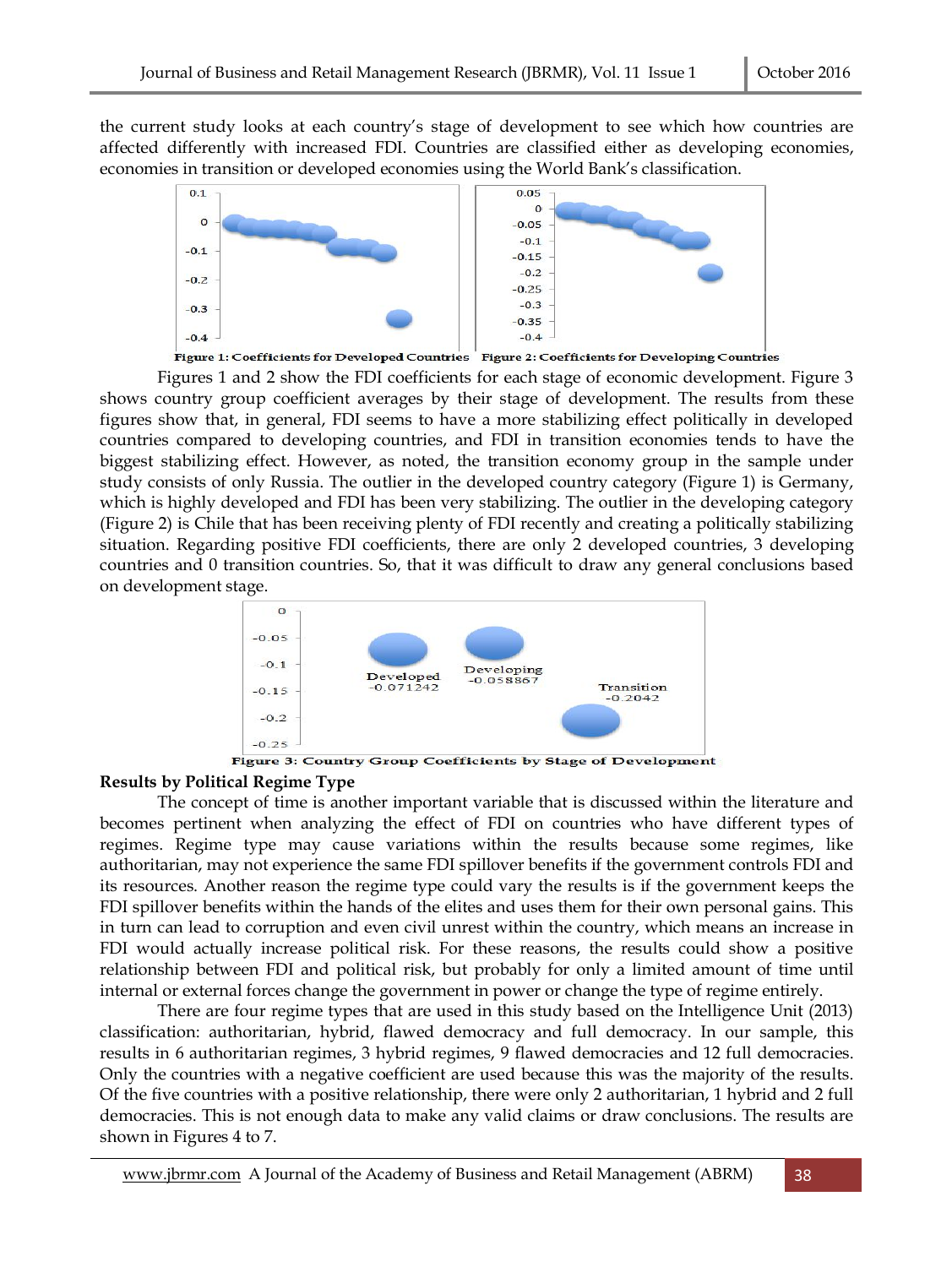the current study looks at each country's stage of development to see which how countries are affected differently with increased FDI. Countries are classified either as developing economies, economies in transition or developed economies using the World Bank's classification.

**Figure 1: Coefficients for Developed Countries** **Figure 2: Coefficients for Developing Countries**

Figures 1 and 2 show the FDI coefficients for each stage of economic development. Figure 3 shows country group coefficient averages by their stage of development. The results from these figures show that, in general, FDI seems to have a more stabilizing effect politically in developed countries compared to developing countries, and FDI in transition economies tends to have the biggest stabilizing effect. However, as noted, the transition economy group in the sample under study consists of only Russia. The outlier in the developed country category (Figure 1) is Germany, which is highly developed and FDI has been very stabilizing. The outlier in the developing category (Figure 2) is Chile that has been receiving plenty of FDI recently and creating a politically stabilizing situation. Regarding positive FDI coefficients, there are only 2 developed countries, 3 developing countries and 0 transition countries. So, that it was difficult to draw any general conclusions based on development stage.

**Figure 3: Country Group Coefficients by Stage of Development**

## Results by Political Regime Type

The concept of time is another important variable that is discussed within the literature and becomes pertinent when analyzing the effect of FDI on countries who have different types of regimes. Regime type may cause variations within the results because some regimes, like authoritarian, may not experience the same FDI spillover benefits if the government controls FDI and its resources. Another reason the regime type could vary the results is if the government keeps the FDI spillover benefits within the hands of the elites and uses them for their own personal gains. This in turn can lead to corruption and even civil unrest within the country, which means an increase in FDI would actually increase political risk. For these reasons, the results could show a positive relationship between FDI and political risk, but probably for only a limited amount of time until internal or external forces change the government in power or change the type of regime entirely.

There are four regime types that are used in this study based on the Intelligence Unit (2013) classification: authoritarian, hybrid, flawed democracy and full democracy. In our sample, this results in 6 authoritarian regimes, 3 hybrid regimes, 9 flawed democracies and 12 full democracies. Only the countries with a negative coefficient are used because this was the majority of the results. Of the five countries with a positive relationship, there were only 2 authoritarian, 1 hybrid and 2 full democracies. This is not enough data to make any valid claims or draw conclusions. The results are shown in Figures 4 to 7.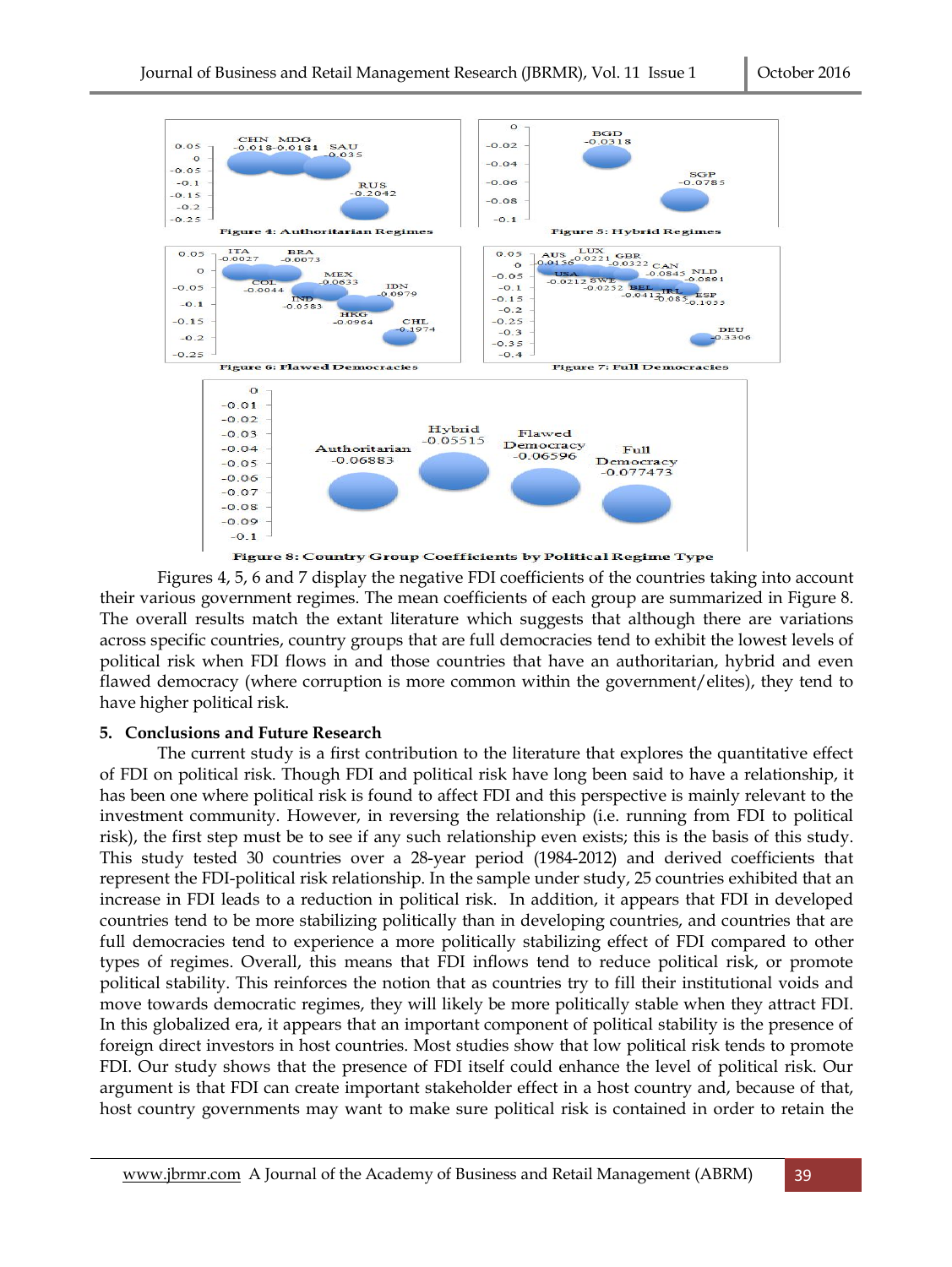Figure 4: Authoritarian Regimes

Figure 5: Hybrid Regimes

Figure 6: Flawed Democracies

Figure 7: Full Democracies

Figure 8: Country Group Coefficients by Political Regime Type

Figures 4, 5, 6 and 7 display the negative FDI coefficients of the countries taking into account their various government regimes. The mean coefficients of each group are summarized in Figure 8. The overall results match the extant literature which suggests that although there are variations across specific countries, country groups that are full democracies tend to exhibit the lowest levels of political risk when FDI flows in and those countries that have an authoritarian, hybrid and even flawed democracy (where corruption is more common within the government/elites), they tend to have higher political risk.

## 5. Conclusions and Future Research

The current study is a first contribution to the literature that explores the quantitative effect of FDI on political risk. Though FDI and political risk have long been said to have a relationship, it has been one where political risk is found to affect FDI and this perspective is mainly relevant to the investment community. However, in reversing the relationship (i.e. running from FDI to political risk), the first step must be to see if any such relationship even exists; this is the basis of this study. This study tested 30 countries over a 28-year period (1984-2012) and derived coefficients that represent the FDI-political risk relationship. In the sample under study, 25 countries exhibited that an increase in FDI leads to a reduction in political risk. In addition, it appears that FDI in developed countries tend to be more stabilizing politically than in developing countries, and countries that are full democracies tend to experience a more politically stabilizing effect of FDI compared to other types of regimes. Overall, this means that FDI inflows tend to reduce political risk, or promote political stability. This reinforces the notion that as countries try to fill their institutional voids and move towards democratic regimes, they will likely be more politically stable when they attract FDI. In this globalized era, it appears that an important component of political stability is the presence of foreign direct investors in host countries. Most studies show that low political risk tends to promote FDI. Our study shows that the presence of FDI itself could enhance the level of political risk. Our argument is that FDI can create important stakeholder effect in a host country and, because of that, host country governments may want to make sure political risk is contained in order to retain the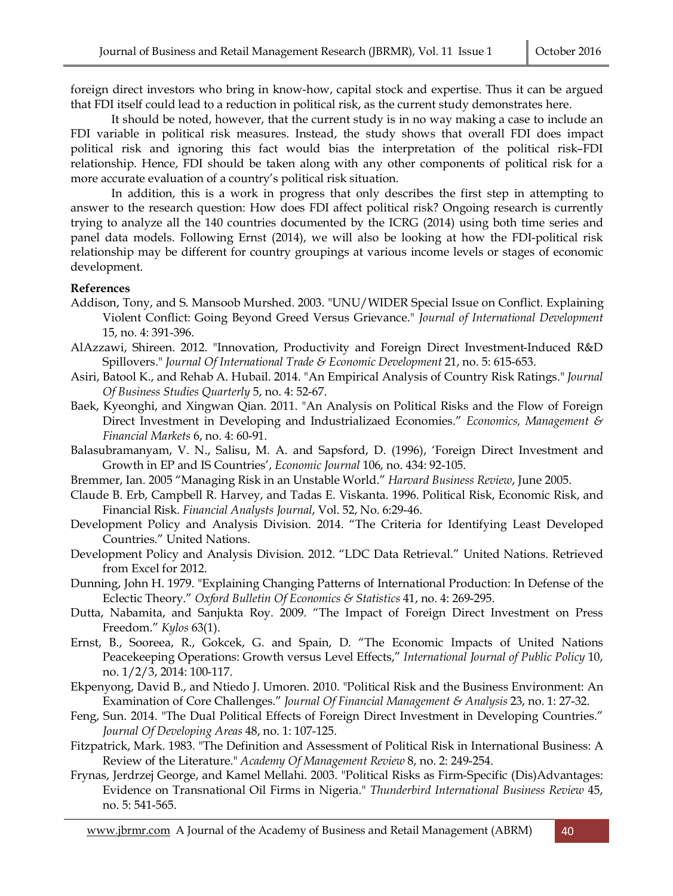foreign direct investors who bring in know-how, capital stock and expertise. Thus it can be argued that FDI itself could lead to a reduction in political risk, as the current study demonstrates here.

It should be noted, however, that the current study is in no way making a case to include an FDI variable in political risk measures. Instead, the study shows that overall FDI does impact political risk and ignoring this fact would bias the interpretation of the political risk–FDI relationship. Hence, FDI should be taken along with any other components of political risk for a more accurate evaluation of a country's political risk situation.

In addition, this is a work in progress that only describes the first step in attempting to answer to the research question: How does FDI affect political risk? Ongoing research is currently trying to analyze all the 140 countries documented by the ICRG (2014) using both time series and panel data models. Following Ernst (2014), we will also be looking at how the FDI-political risk relationship may be different for country groupings at various income levels or stages of economic development.

**References**

Addison, Tony, and S. Mansoob Murshed. 2003. "UNU/WIDER Special Issue on Conflict. Explaining Violent Conflict: Going Beyond Greed Versus Grievance." *Journal of International Development* 15, no. 4: 391-396.

AlAzzawi, Shireen. 2012. "Innovation, Productivity and Foreign Direct Investment-Induced R&D Spillovers." *Journal Of International Trade & Economic Development* 21, no. 5: 615-653.

Asiri, Batool K., and Rehab A. Hubail. 2014. "An Empirical Analysis of Country Risk Ratings." *Journal Of Business Studies Quarterly* 5, no. 4: 52-67.

Baek, Kyeonghi, and Xingwan Qian. 2011. "An Analysis on Political Risks and the Flow of Foreign Direct Investment in Developing and Industrializaed Economies." *Economics, Management & Financial Markets* 6, no. 4: 60-91.

Balasubramanyam, V. N., Salisu, M. A. and Sapsford, D. (1996), 'Foreign Direct Investment and Growth in EP and IS Countries', *Economic Journal* 106, no. 434: 92-105.

Bremmer, Ian. 2005 "Managing Risk in an Unstable World." *Harvard Business Review*, June 2005.

Claude B. Erb, Campbell R. Harvey, and Tadas E. Viskanta. 1996. Political Risk, Economic Risk, and Financial Risk. *Financial Analysts Journal*, Vol. 52, No. 6:29-46.

Development Policy and Analysis Division. 2014. "The Criteria for Identifying Least Developed Countries." United Nations.

Development Policy and Analysis Division. 2012. "LDC Data Retrieval." United Nations. Retrieved from Excel for 2012.

Dunning, John H. 1979. "Explaining Changing Patterns of International Production: In Defense of the Eclectic Theory." *Oxford Bulletin Of Economics & Statistics* 41, no. 4: 269-295.

Dutta, Nabamita, and Sanjukta Roy. 2009. "The Impact of Foreign Direct Investment on Press Freedom." *Kylos* 63(1).

Ernst, B., Sooreea, R., Gokcek, G. and Spain, D. "The Economic Impacts of United Nations Peacekeeping Operations: Growth versus Level Effects," *International Journal of Public Policy* 10, no. 1/2/3, 2014: 100-117.

Ekpenyong, David B., and Ntiedo J. Umoren. 2010. "Political Risk and the Business Environment: An Examination of Core Challenges." *Journal Of Financial Management & Analysis* 23, no. 1: 27-32.

Feng, Sun. 2014. "The Dual Political Effects of Foreign Direct Investment in Developing Countries." *Journal Of Developing Areas* 48, no. 1: 107-125.

Fitzpatrick, Mark. 1983. "The Definition and Assessment of Political Risk in International Business: A Review of the Literature." *Academy Of Management Review* 8, no. 2: 249-254.

Frynas, Jerdrzej George, and Kamel Mellahi. 2003. "Political Risks as Firm-Specific (Dis)Advantages: Evidence on Transnational Oil Firms in Nigeria." *Thunderbird International Business Review* 45, no. 5: 541-565.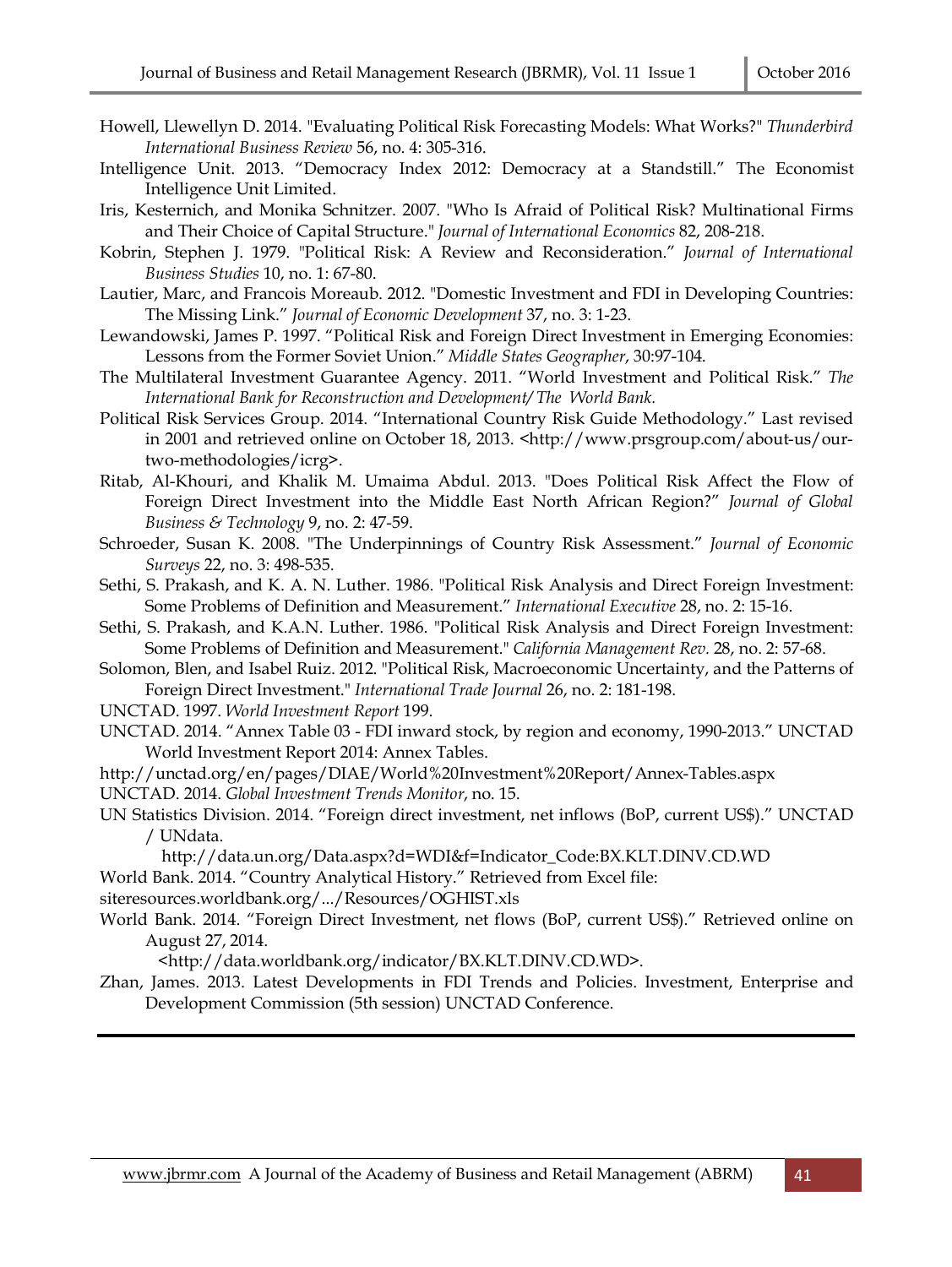Howell, Llewellyn D. 2014. "Evaluating Political Risk Forecasting Models: What Works?" *Thunderbird International Business Review* 56, no. 4: 305-316.

Intelligence Unit. 2013. "Democracy Index 2012: Democracy at a Standstill." The Economist Intelligence Unit Limited.

Iris, Kesternich, and Monika Schnitzer. 2007. "Who Is Afraid of Political Risk? Multinational Firms and Their Choice of Capital Structure." *Journal of International Economics* 82, 208-218.

Kobrin, Stephen J. 1979. "Political Risk: A Review and Reconsideration." *Journal of International Business Studies* 10, no. 1: 67-80.

Lautier, Marc, and Francois Moreaub. 2012. "Domestic Investment and FDI in Developing Countries: The Missing Link." *Journal of Economic Development* 37, no. 3: 1-23.

Lewandowski, James P. 1997. "Political Risk and Foreign Direct Investment in Emerging Economies: Lessons from the Former Soviet Union." *Middle States Geographer*, 30:97-104.

The Multilateral Investment Guarantee Agency. 2011. "World Investment and Political Risk." *The International Bank for Reconstruction and Development/ The World Bank.*

Political Risk Services Group. 2014. "International Country Risk Guide Methodology." Last revised in 2001 and retrieved online on October 18, 2013. <http://www.prsgroup.com/about-us/our-two-methodologies/icrg>.

Ritab, Al-Khouri, and Khalik M. Umaima Abdul. 2013. "Does Political Risk Affect the Flow of Foreign Direct Investment into the Middle East North African Region?" *Journal of Global Business & Technology* 9, no. 2: 47-59.

Schroeder, Susan K. 2008. "The Underpinnings of Country Risk Assessment." *Journal of Economic Surveys* 22, no. 3: 498-535.

Sethi, S. Prakash, and K. A. N. Luther. 1986. "Political Risk Analysis and Direct Foreign Investment: Some Problems of Definition and Measurement." *International Executive* 28, no. 2: 15-16.

Sethi, S. Prakash, and K.A.N. Luther. 1986. "Political Risk Analysis and Direct Foreign Investment: Some Problems of Definition and Measurement." *California Management Rev.* 28, no. 2: 57-68.

Solomon, Blen, and Isabel Ruiz. 2012. "Political Risk, Macroeconomic Uncertainty, and the Patterns of Foreign Direct Investment." *International Trade Journal* 26, no. 2: 181-198.

UNCTAD. 1997. *World Investment Report* 199.

UNCTAD. 2014. "Annex Table 03 - FDI inward stock, by region and economy, 1990-2013." UNCTAD World Investment Report 2014: Annex Tables.

http://unctad.org/en/pages/DIAE/World%20Investment%20Report/Annex-Tables.aspx

UNCTAD. 2014. *Global Investment Trends Monitor*, no. 15.

UN Statistics Division. 2014. "Foreign direct investment, net inflows (BoP, current US$)." UNCTAD / UNdata.
http://data.un.org/Data.aspx?d=WDI&f=Indicator_Code:BX.KLT.DINV.CD.WD

World Bank. 2014. "Country Analytical History." Retrieved from Excel file:

siteresources.worldbank.org/.../Resources/OGHIST.xls

World Bank. 2014. "Foreign Direct Investment, net flows (BoP, current US$)." Retrieved online on August 27, 2014.
<http://data.worldbank.org/indicator/BX.KLT.DINV.CD.WD>.

Zhan, James. 2013. Latest Developments in FDI Trends and Policies. Investment, Enterprise and Development Commission (5th session) UNCTAD Conference.